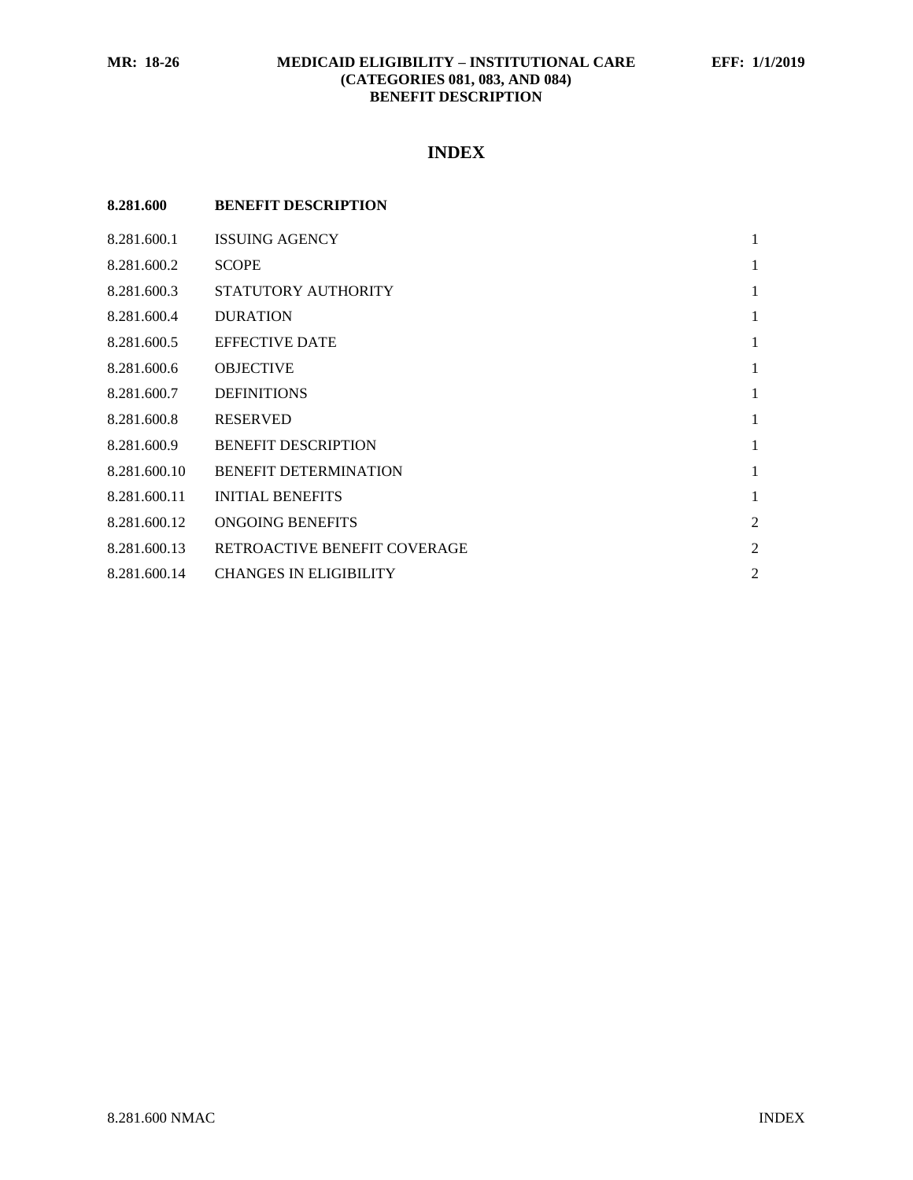# INDEX

| 8.281.600 | BENEFIT DESCRIPTION | |
|---|---|---|
| 8.281.600.1 | ISSUING AGENCY | 1 |
| 8.281.600.2 | SCOPE | 1 |
| 8.281.600.3 | STATUTORY AUTHORITY | 1 |
| 8.281.600.4 | DURATION | 1 |
| 8.281.600.5 | EFFECTIVE DATE | 1 |
| 8.281.600.6 | OBJECTIVE | 1 |
| 8.281.600.7 | DEFINITIONS | 1 |
| 8.281.600.8 | RESERVED | 1 |
| 8.281.600.9 | BENEFIT DESCRIPTION | 1 |
| 8.281.600.10 | BENEFIT DETERMINATION | 1 |
| 8.281.600.11 | INITIAL BENEFITS | 1 |
| 8.281.600.12 | ONGOING BENEFITS | 2 |
| 8.281.600.13 | RETROACTIVE BENEFIT COVERAGE | 2 |
| 8.281.600.14 | CHANGES IN ELIGIBILITY | 2 |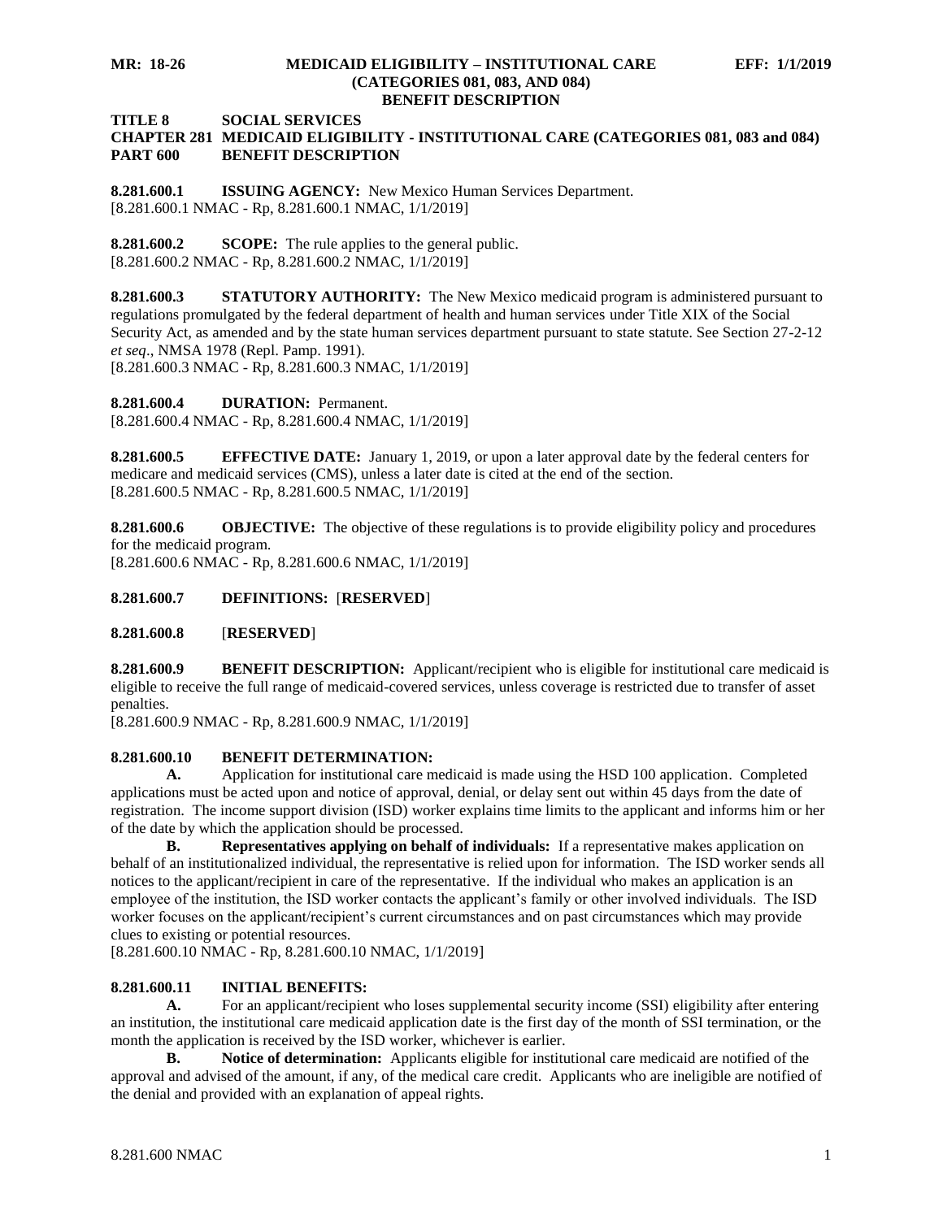**TITLE 8 SOCIAL SERVICES**
**CHAPTER 281 MEDICAID ELIGIBILITY - INSTITUTIONAL CARE (CATEGORIES 081, 083 and 084)**
**PART 600 BENEFIT DESCRIPTION**

**8.281.600.1 ISSUING AGENCY:** New Mexico Human Services Department.
[8.281.600.1 NMAC - Rp, 8.281.600.1 NMAC, 1/1/2019]

**8.281.600.2 SCOPE:** The rule applies to the general public.
[8.281.600.2 NMAC - Rp, 8.281.600.2 NMAC, 1/1/2019]

**8.281.600.3 STATUTORY AUTHORITY:** The New Mexico medicaid program is administered pursuant to regulations promulgated by the federal department of health and human services under Title XIX of the Social Security Act, as amended and by the state human services department pursuant to state statute. See Section 27-2-12 *et seq*., NMSA 1978 (Repl. Pamp. 1991).
[8.281.600.3 NMAC - Rp, 8.281.600.3 NMAC, 1/1/2019]

**8.281.600.4 DURATION:** Permanent.
[8.281.600.4 NMAC - Rp, 8.281.600.4 NMAC, 1/1/2019]

**8.281.600.5 EFFECTIVE DATE:** January 1, 2019, or upon a later approval date by the federal centers for medicare and medicaid services (CMS), unless a later date is cited at the end of the section.
[8.281.600.5 NMAC - Rp, 8.281.600.5 NMAC, 1/1/2019]

**8.281.600.6 OBJECTIVE:** The objective of these regulations is to provide eligibility policy and procedures for the medicaid program.
[8.281.600.6 NMAC - Rp, 8.281.600.6 NMAC, 1/1/2019]

**8.281.600.7 DEFINITIONS:** [**RESERVED**]

**8.281.600.8** [**RESERVED**]

**8.281.600.9 BENEFIT DESCRIPTION:** Applicant/recipient who is eligible for institutional care medicaid is eligible to receive the full range of medicaid-covered services, unless coverage is restricted due to transfer of asset penalties.
[8.281.600.9 NMAC - Rp, 8.281.600.9 NMAC, 1/1/2019]

**8.281.600.10 BENEFIT DETERMINATION:**

**A.** Application for institutional care medicaid is made using the HSD 100 application. Completed applications must be acted upon and notice of approval, denial, or delay sent out within 45 days from the date of registration. The income support division (ISD) worker explains time limits to the applicant and informs him or her of the date by which the application should be processed.

**B. Representatives applying on behalf of individuals:** If a representative makes application on behalf of an institutionalized individual, the representative is relied upon for information. The ISD worker sends all notices to the applicant/recipient in care of the representative. If the individual who makes an application is an employee of the institution, the ISD worker contacts the applicant's family or other involved individuals. The ISD worker focuses on the applicant/recipient's current circumstances and on past circumstances which may provide clues to existing or potential resources.
[8.281.600.10 NMAC - Rp, 8.281.600.10 NMAC, 1/1/2019]

**8.281.600.11 INITIAL BENEFITS:**

**A.** For an applicant/recipient who loses supplemental security income (SSI) eligibility after entering an institution, the institutional care medicaid application date is the first day of the month of SSI termination, or the month the application is received by the ISD worker, whichever is earlier.

**B. Notice of determination:** Applicants eligible for institutional care medicaid are notified of the approval and advised of the amount, if any, of the medical care credit. Applicants who are ineligible are notified of the denial and provided with an explanation of appeal rights.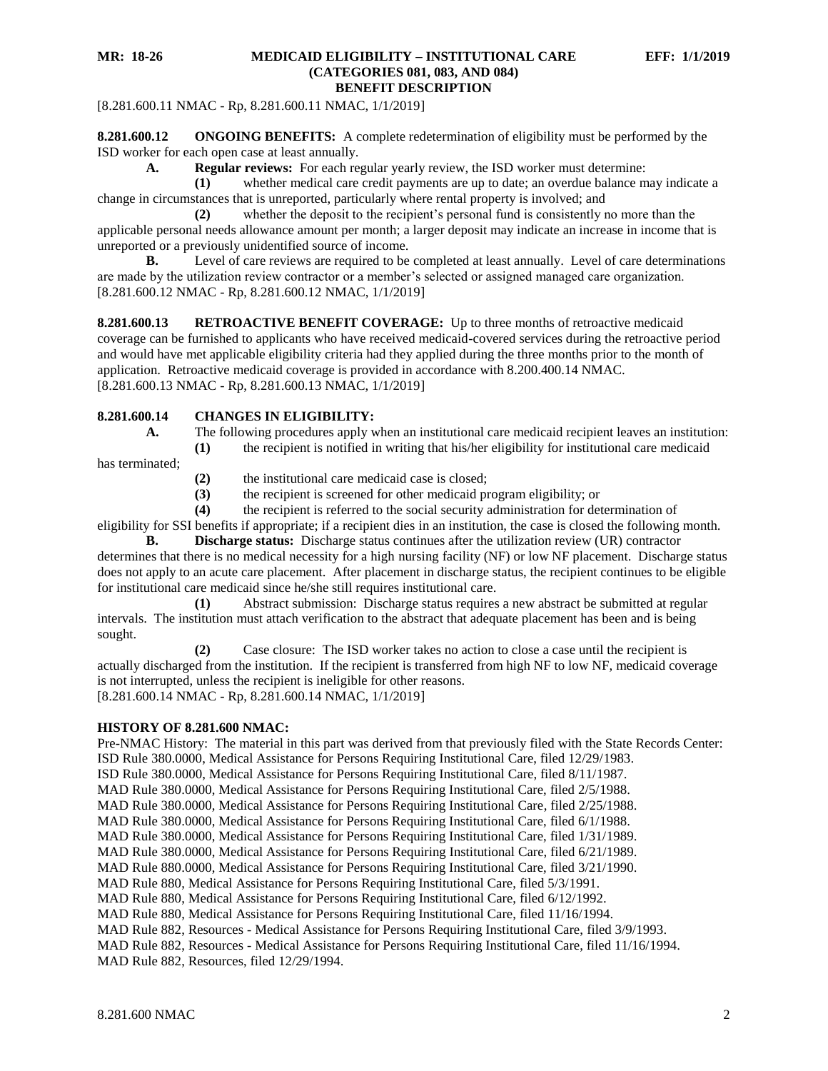[8.281.600.11 NMAC - Rp, 8.281.600.11 NMAC, 1/1/2019]

**8.281.600.12 ONGOING BENEFITS:** A complete redetermination of eligibility must be performed by the ISD worker for each open case at least annually.

**A. Regular reviews:** For each regular yearly review, the ISD worker must determine:

**(1)** whether medical care credit payments are up to date; an overdue balance may indicate a change in circumstances that is unreported, particularly where rental property is involved; and

**(2)** whether the deposit to the recipient's personal fund is consistently no more than the applicable personal needs allowance amount per month; a larger deposit may indicate an increase in income that is unreported or a previously unidentified source of income.

**B.** Level of care reviews are required to be completed at least annually. Level of care determinations are made by the utilization review contractor or a member's selected or assigned managed care organization.

[8.281.600.12 NMAC - Rp, 8.281.600.12 NMAC, 1/1/2019]

**8.281.600.13 RETROACTIVE BENEFIT COVERAGE:** Up to three months of retroactive medicaid coverage can be furnished to applicants who have received medicaid-covered services during the retroactive period and would have met applicable eligibility criteria had they applied during the three months prior to the month of application. Retroactive medicaid coverage is provided in accordance with 8.200.400.14 NMAC.

[8.281.600.13 NMAC - Rp, 8.281.600.13 NMAC, 1/1/2019]

**8.281.600.14 CHANGES IN ELIGIBILITY:**

**A.** The following procedures apply when an institutional care medicaid recipient leaves an institution:

**(1)** the recipient is notified in writing that his/her eligibility for institutional care medicaid has terminated;

**(2)** the institutional care medicaid case is closed;

**(3)** the recipient is screened for other medicaid program eligibility; or

**(4)** the recipient is referred to the social security administration for determination of eligibility for SSI benefits if appropriate; if a recipient dies in an institution, the case is closed the following month.

**B. Discharge status:** Discharge status continues after the utilization review (UR) contractor determines that there is no medical necessity for a high nursing facility (NF) or low NF placement. Discharge status does not apply to an acute care placement. After placement in discharge status, the recipient continues to be eligible for institutional care medicaid since he/she still requires institutional care.

**(1)** Abstract submission: Discharge status requires a new abstract be submitted at regular intervals. The institution must attach verification to the abstract that adequate placement has been and is being sought.

**(2)** Case closure: The ISD worker takes no action to close a case until the recipient is actually discharged from the institution. If the recipient is transferred from high NF to low NF, medicaid coverage is not interrupted, unless the recipient is ineligible for other reasons.

[8.281.600.14 NMAC - Rp, 8.281.600.14 NMAC, 1/1/2019]

**HISTORY OF 8.281.600 NMAC:**

Pre-NMAC History: The material in this part was derived from that previously filed with the State Records Center:
ISD Rule 380.0000, Medical Assistance for Persons Requiring Institutional Care, filed 12/29/1983.
ISD Rule 380.0000, Medical Assistance for Persons Requiring Institutional Care, filed 8/11/1987.
MAD Rule 380.0000, Medical Assistance for Persons Requiring Institutional Care, filed 2/5/1988.
MAD Rule 380.0000, Medical Assistance for Persons Requiring Institutional Care, filed 2/25/1988.
MAD Rule 380.0000, Medical Assistance for Persons Requiring Institutional Care, filed 6/1/1988.
MAD Rule 380.0000, Medical Assistance for Persons Requiring Institutional Care, filed 1/31/1989.
MAD Rule 380.0000, Medical Assistance for Persons Requiring Institutional Care, filed 6/21/1989.
MAD Rule 880.0000, Medical Assistance for Persons Requiring Institutional Care, filed 3/21/1990.
MAD Rule 880, Medical Assistance for Persons Requiring Institutional Care, filed 5/3/1991.
MAD Rule 880, Medical Assistance for Persons Requiring Institutional Care, filed 6/12/1992.
MAD Rule 880, Medical Assistance for Persons Requiring Institutional Care, filed 11/16/1994.
MAD Rule 882, Resources - Medical Assistance for Persons Requiring Institutional Care, filed 3/9/1993.
MAD Rule 882, Resources - Medical Assistance for Persons Requiring Institutional Care, filed 11/16/1994.
MAD Rule 882, Resources, filed 12/29/1994.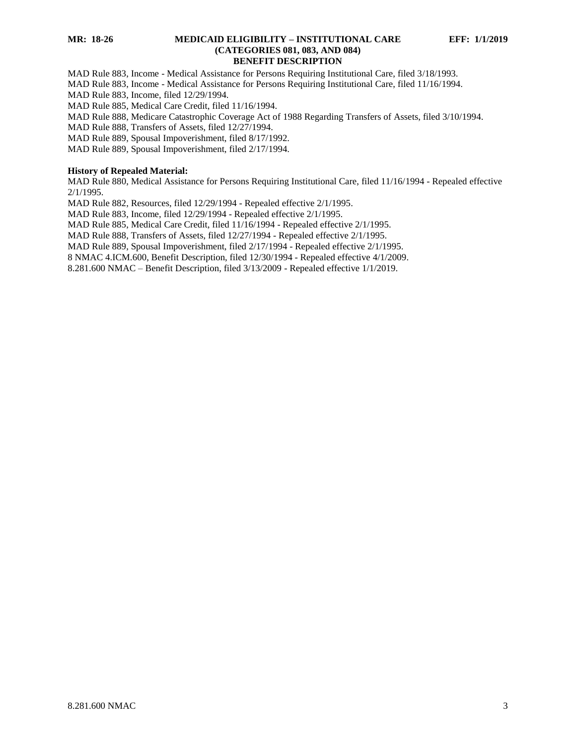MAD Rule 883, Income - Medical Assistance for Persons Requiring Institutional Care, filed 3/18/1993.

MAD Rule 883, Income - Medical Assistance for Persons Requiring Institutional Care, filed 11/16/1994.

MAD Rule 883, Income, filed 12/29/1994.

MAD Rule 885, Medical Care Credit, filed 11/16/1994.

MAD Rule 888, Medicare Catastrophic Coverage Act of 1988 Regarding Transfers of Assets, filed 3/10/1994.

MAD Rule 888, Transfers of Assets, filed 12/27/1994.

MAD Rule 889, Spousal Impoverishment, filed 8/17/1992.

MAD Rule 889, Spousal Impoverishment, filed 2/17/1994.

**History of Repealed Material:**

MAD Rule 880, Medical Assistance for Persons Requiring Institutional Care, filed 11/16/1994 - Repealed effective 2/1/1995.

MAD Rule 882, Resources, filed 12/29/1994 - Repealed effective 2/1/1995.

MAD Rule 883, Income, filed 12/29/1994 - Repealed effective 2/1/1995.

MAD Rule 885, Medical Care Credit, filed 11/16/1994 - Repealed effective 2/1/1995.

MAD Rule 888, Transfers of Assets, filed 12/27/1994 - Repealed effective 2/1/1995.

MAD Rule 889, Spousal Impoverishment, filed 2/17/1994 - Repealed effective 2/1/1995.

8 NMAC 4.ICM.600, Benefit Description, filed 12/30/1994 - Repealed effective 4/1/2009.

8.281.600 NMAC – Benefit Description, filed 3/13/2009 - Repealed effective 1/1/2019.